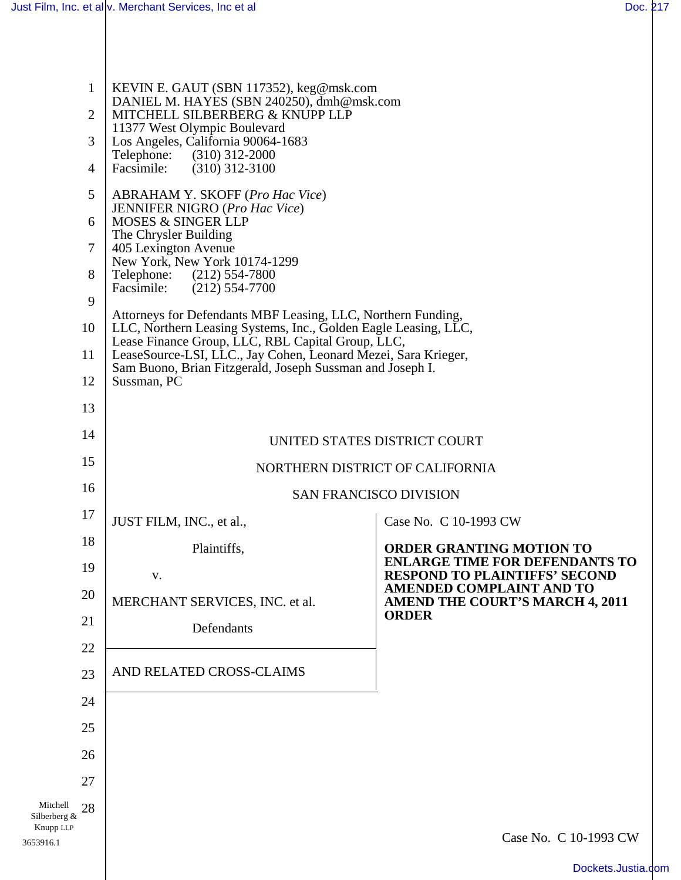KEVIN E. GAUT (SBN 117352), keg@msk.com
DANIEL M. HAYES (SBN 240250), dmh@msk.com
MITCHELL SILBERBERG & KNUPP LLP
11377 West Olympic Boulevard
Los Angeles, California 90064-1683
Telephone: (310) 312-2000
Facsimile: (310) 312-3100

ABRAHAM Y. SKOFF (*Pro Hac Vice*)
JENNIFER NIGRO (*Pro Hac Vice*)
MOSES & SINGER LLP
The Chrysler Building
405 Lexington Avenue
New York, New York 10174-1299
Telephone: (212) 554-7800
Facsimile: (212) 554-7700

Attorneys for Defendants MBF Leasing, LLC, Northern Funding, LLC, Northern Leasing Systems, Inc., Golden Eagle Leasing, LLC, Lease Finance Group, LLC, RBL Capital Group, LLC, LeaseSource-LSI, LLC., Jay Cohen, Leonard Mezei, Sara Krieger, Sam Buono, Brian Fitzgerald, Joseph Sussman and Joseph I. Sussman, PC

UNITED STATES DISTRICT COURT

NORTHERN DISTRICT OF CALIFORNIA

SAN FRANCISCO DIVISION

JUST FILM, INC., et al.,

Plaintiffs,

v.

MERCHANT SERVICES, INC. et al.

Defendants

AND RELATED CROSS-CLAIMS

Case No. C 10-1993 CW

**ORDER GRANTING MOTION TO ENLARGE TIME FOR DEFENDANTS TO RESPOND TO PLAINTIFFS' SECOND AMENDED COMPLAINT AND TO AMEND THE COURT'S MARCH 4, 2011 ORDER**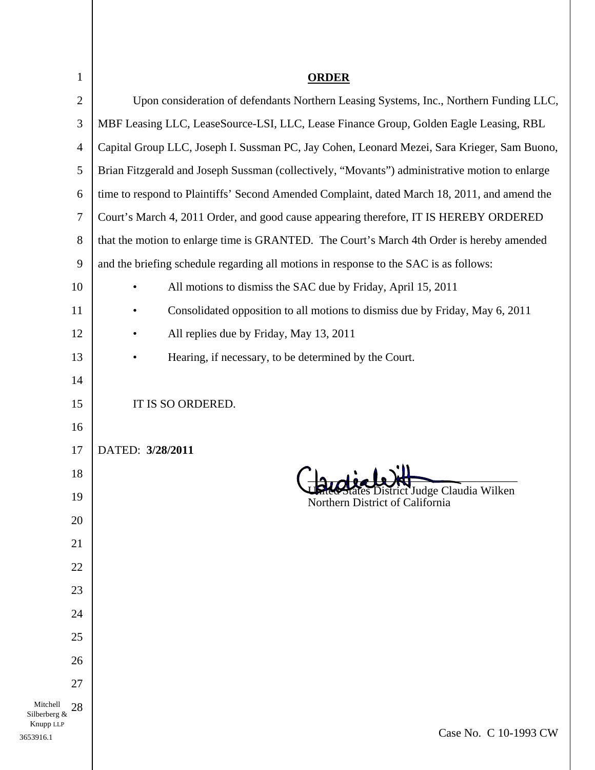# ORDER

Upon consideration of defendants Northern Leasing Systems, Inc., Northern Funding LLC, MBF Leasing LLC, LeaseSource-LSI, LLC, Lease Finance Group, Golden Eagle Leasing, RBL Capital Group LLC, Joseph I. Sussman PC, Jay Cohen, Leonard Mezei, Sara Krieger, Sam Buono, Brian Fitzgerald and Joseph Sussman (collectively, "Movants") administrative motion to enlarge time to respond to Plaintiffs' Second Amended Complaint, dated March 18, 2011, and amend the Court's March 4, 2011 Order, and good cause appearing therefore, IT IS HEREBY ORDERED that the motion to enlarge time is GRANTED. The Court's March 4th Order is hereby amended and the briefing schedule regarding all motions in response to the SAC is as follows:

- All motions to dismiss the SAC due by Friday, April 15, 2011
- Consolidated opposition to all motions to dismiss due by Friday, May 6, 2011
- All replies due by Friday, May 13, 2011
- Hearing, if necessary, to be determined by the Court.

IT IS SO ORDERED.

DATED: **3/28/2011**

United States District Judge Claudia Wilken
Northern District of California

Mitchell Silberberg & Knupp LLP

3653916.1

Case No. C 10-1993 CW